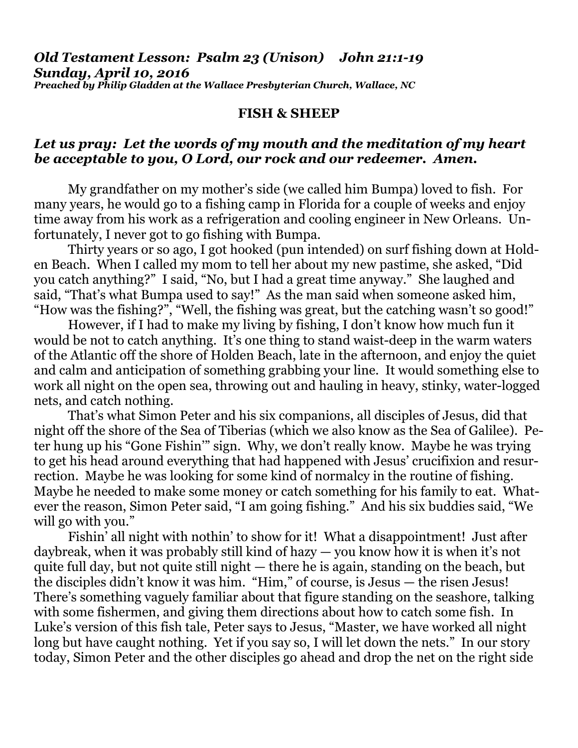***Old Testament Lesson: Psalm 23 (Unison) John 21:1-19***
***Sunday, April 10, 2016***
***Preached by Philip Gladden at the Wallace Presbyterian Church, Wallace, NC***

**FISH & SHEEP**

***Let us pray: Let the words of my mouth and the meditation of my heart be acceptable to you, O Lord, our rock and our redeemer. Amen.***

My grandfather on my mother's side (we called him Bumpa) loved to fish. For many years, he would go to a fishing camp in Florida for a couple of weeks and enjoy time away from his work as a refrigeration and cooling engineer in New Orleans. Unfortunately, I never got to go fishing with Bumpa.

Thirty years or so ago, I got hooked (pun intended) on surf fishing down at Holden Beach. When I called my mom to tell her about my new pastime, she asked, "Did you catch anything?" I said, "No, but I had a great time anyway." She laughed and said, "That's what Bumpa used to say!" As the man said when someone asked him, "How was the fishing?", "Well, the fishing was great, but the catching wasn't so good!"

However, if I had to make my living by fishing, I don't know how much fun it would be not to catch anything. It's one thing to stand waist-deep in the warm waters of the Atlantic off the shore of Holden Beach, late in the afternoon, and enjoy the quiet and calm and anticipation of something grabbing your line. It would something else to work all night on the open sea, throwing out and hauling in heavy, stinky, water-logged nets, and catch nothing.

That's what Simon Peter and his six companions, all disciples of Jesus, did that night off the shore of the Sea of Tiberias (which we also know as the Sea of Galilee). Peter hung up his "Gone Fishin'" sign. Why, we don't really know. Maybe he was trying to get his head around everything that had happened with Jesus' crucifixion and resurrection. Maybe he was looking for some kind of normalcy in the routine of fishing. Maybe he needed to make some money or catch something for his family to eat. Whatever the reason, Simon Peter said, "I am going fishing." And his six buddies said, "We will go with you."

Fishin' all night with nothin' to show for it! What a disappointment! Just after daybreak, when it was probably still kind of hazy — you know how it is when it's not quite full day, but not quite still night — there he is again, standing on the beach, but the disciples didn't know it was him. "Him," of course, is Jesus — the risen Jesus! There's something vaguely familiar about that figure standing on the seashore, talking with some fishermen, and giving them directions about how to catch some fish. In Luke's version of this fish tale, Peter says to Jesus, "Master, we have worked all night long but have caught nothing. Yet if you say so, I will let down the nets." In our story today, Simon Peter and the other disciples go ahead and drop the net on the right side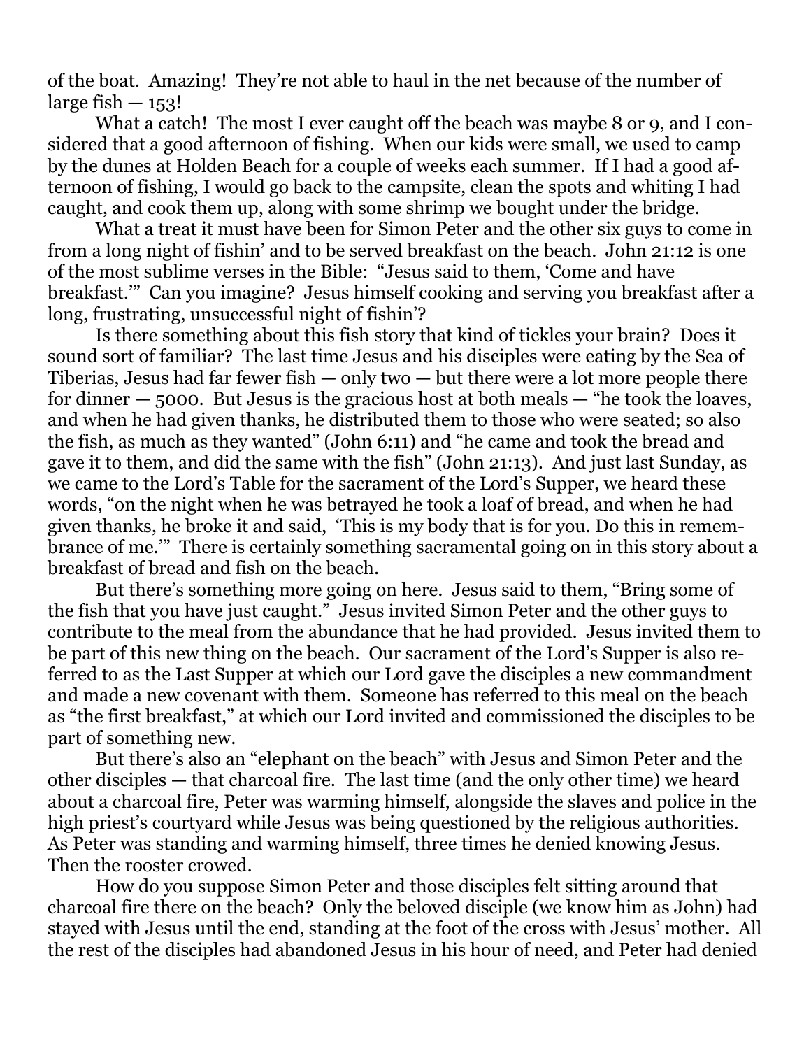of the boat. Amazing! They're not able to haul in the net because of the number of large fish — 153!

What a catch! The most I ever caught off the beach was maybe 8 or 9, and I considered that a good afternoon of fishing. When our kids were small, we used to camp by the dunes at Holden Beach for a couple of weeks each summer. If I had a good afternoon of fishing, I would go back to the campsite, clean the spots and whiting I had caught, and cook them up, along with some shrimp we bought under the bridge.

What a treat it must have been for Simon Peter and the other six guys to come in from a long night of fishin' and to be served breakfast on the beach. John 21:12 is one of the most sublime verses in the Bible: "Jesus said to them, 'Come and have breakfast.'" Can you imagine? Jesus himself cooking and serving you breakfast after a long, frustrating, unsuccessful night of fishin'?

Is there something about this fish story that kind of tickles your brain? Does it sound sort of familiar? The last time Jesus and his disciples were eating by the Sea of Tiberias, Jesus had far fewer fish — only two — but there were a lot more people there for dinner — 5000. But Jesus is the gracious host at both meals — "he took the loaves, and when he had given thanks, he distributed them to those who were seated; so also the fish, as much as they wanted" (John 6:11) and "he came and took the bread and gave it to them, and did the same with the fish" (John 21:13). And just last Sunday, as we came to the Lord's Table for the sacrament of the Lord's Supper, we heard these words, "on the night when he was betrayed he took a loaf of bread, and when he had given thanks, he broke it and said, 'This is my body that is for you. Do this in remembrance of me.'" There is certainly something sacramental going on in this story about a breakfast of bread and fish on the beach.

But there's something more going on here. Jesus said to them, "Bring some of the fish that you have just caught." Jesus invited Simon Peter and the other guys to contribute to the meal from the abundance that he had provided. Jesus invited them to be part of this new thing on the beach. Our sacrament of the Lord's Supper is also referred to as the Last Supper at which our Lord gave the disciples a new commandment and made a new covenant with them. Someone has referred to this meal on the beach as "the first breakfast," at which our Lord invited and commissioned the disciples to be part of something new.

But there's also an "elephant on the beach" with Jesus and Simon Peter and the other disciples — that charcoal fire. The last time (and the only other time) we heard about a charcoal fire, Peter was warming himself, alongside the slaves and police in the high priest's courtyard while Jesus was being questioned by the religious authorities. As Peter was standing and warming himself, three times he denied knowing Jesus. Then the rooster crowed.

How do you suppose Simon Peter and those disciples felt sitting around that charcoal fire there on the beach? Only the beloved disciple (we know him as John) had stayed with Jesus until the end, standing at the foot of the cross with Jesus' mother. All the rest of the disciples had abandoned Jesus in his hour of need, and Peter had denied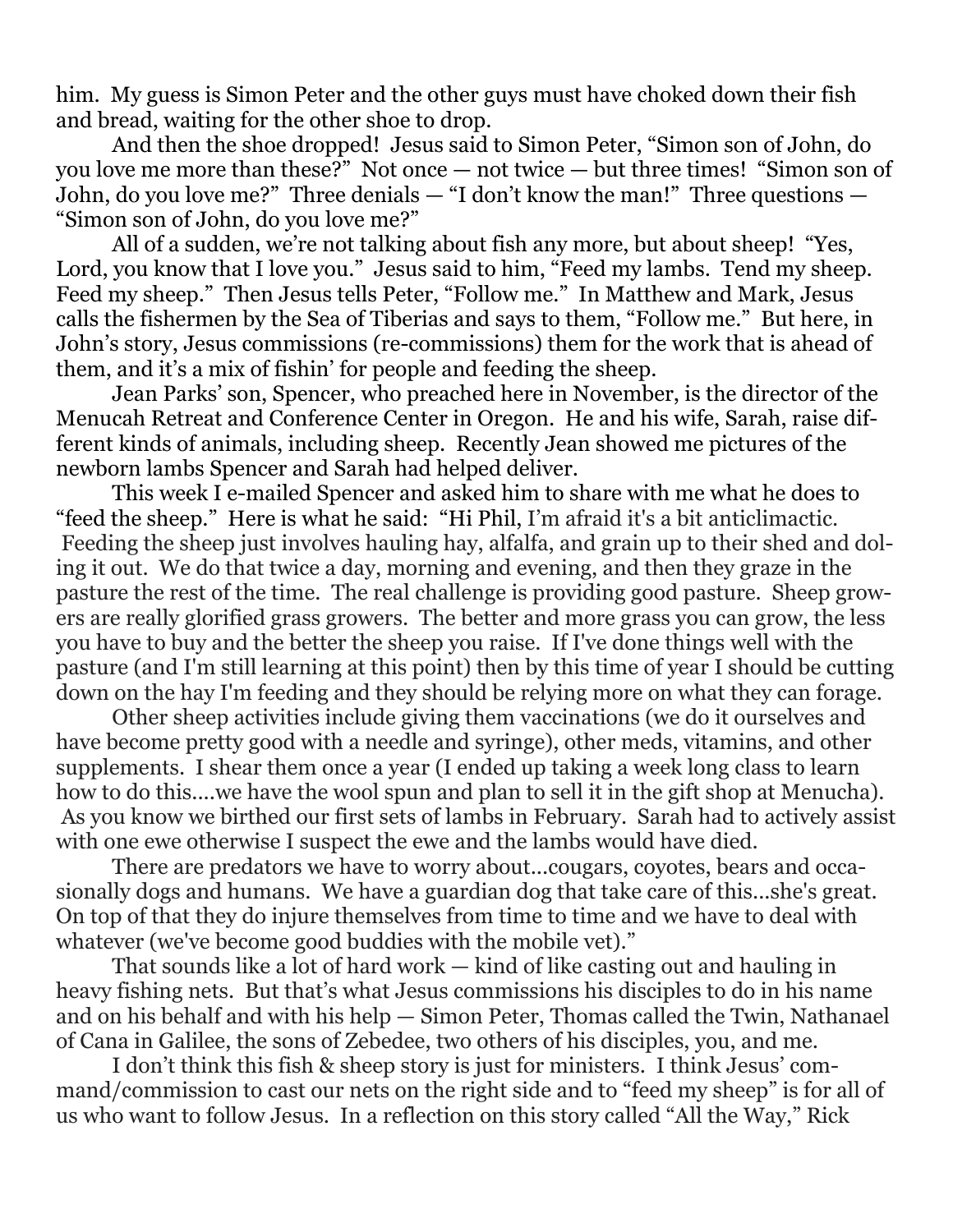him. My guess is Simon Peter and the other guys must have choked down their fish and bread, waiting for the other shoe to drop.

And then the shoe dropped! Jesus said to Simon Peter, "Simon son of John, do you love me more than these?" Not once — not twice — but three times! "Simon son of John, do you love me?" Three denials — "I don't know the man!" Three questions — "Simon son of John, do you love me?"

All of a sudden, we're not talking about fish any more, but about sheep! "Yes, Lord, you know that I love you." Jesus said to him, "Feed my lambs. Tend my sheep. Feed my sheep." Then Jesus tells Peter, "Follow me." In Matthew and Mark, Jesus calls the fishermen by the Sea of Tiberias and says to them, "Follow me." But here, in John's story, Jesus commissions (re-commissions) them for the work that is ahead of them, and it's a mix of fishin' for people and feeding the sheep.

Jean Parks' son, Spencer, who preached here in November, is the director of the Menucah Retreat and Conference Center in Oregon. He and his wife, Sarah, raise different kinds of animals, including sheep. Recently Jean showed me pictures of the newborn lambs Spencer and Sarah had helped deliver.

This week I e-mailed Spencer and asked him to share with me what he does to "feed the sheep." Here is what he said: "Hi Phil, I'm afraid it's a bit anticlimactic. Feeding the sheep just involves hauling hay, alfalfa, and grain up to their shed and doling it out. We do that twice a day, morning and evening, and then they graze in the pasture the rest of the time. The real challenge is providing good pasture. Sheep growers are really glorified grass growers. The better and more grass you can grow, the less you have to buy and the better the sheep you raise. If I've done things well with the pasture (and I'm still learning at this point) then by this time of year I should be cutting down on the hay I'm feeding and they should be relying more on what they can forage.

Other sheep activities include giving them vaccinations (we do it ourselves and have become pretty good with a needle and syringe), other meds, vitamins, and other supplements. I shear them once a year (I ended up taking a week long class to learn how to do this....we have the wool spun and plan to sell it in the gift shop at Menucha). As you know we birthed our first sets of lambs in February. Sarah had to actively assist with one ewe otherwise I suspect the ewe and the lambs would have died.

There are predators we have to worry about...cougars, coyotes, bears and occasionally dogs and humans. We have a guardian dog that take care of this...she's great. On top of that they do injure themselves from time to time and we have to deal with whatever (we've become good buddies with the mobile vet)."

That sounds like a lot of hard work — kind of like casting out and hauling in heavy fishing nets. But that's what Jesus commissions his disciples to do in his name and on his behalf and with his help — Simon Peter, Thomas called the Twin, Nathanael of Cana in Galilee, the sons of Zebedee, two others of his disciples, you, and me.

I don't think this fish & sheep story is just for ministers. I think Jesus' command/commission to cast our nets on the right side and to "feed my sheep" is for all of us who want to follow Jesus. In a reflection on this story called "All the Way," Rick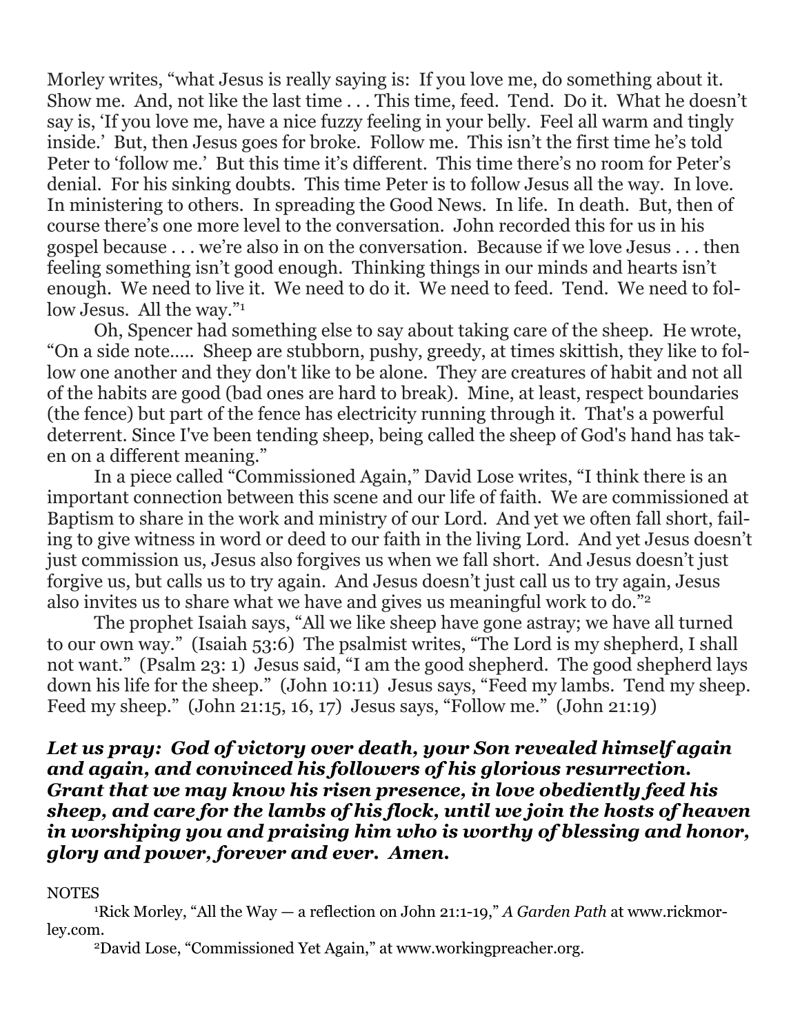Morley writes, "what Jesus is really saying is: If you love me, do something about it. Show me. And, not like the last time . . . This time, feed. Tend. Do it. What he doesn't say is, 'If you love me, have a nice fuzzy feeling in your belly. Feel all warm and tingly inside.' But, then Jesus goes for broke. Follow me. This isn't the first time he's told Peter to 'follow me.' But this time it's different. This time there's no room for Peter's denial. For his sinking doubts. This time Peter is to follow Jesus all the way. In love. In ministering to others. In spreading the Good News. In life. In death. But, then of course there's one more level to the conversation. John recorded this for us in his gospel because . . . we're also in on the conversation. Because if we love Jesus . . . then feeling something isn't good enough. Thinking things in our minds and hearts isn't enough. We need to live it. We need to do it. We need to feed. Tend. We need to follow Jesus. All the way."[1]

Oh, Spencer had something else to say about taking care of the sheep. He wrote, "On a side note….. Sheep are stubborn, pushy, greedy, at times skittish, they like to follow one another and they don't like to be alone. They are creatures of habit and not all of the habits are good (bad ones are hard to break). Mine, at least, respect boundaries (the fence) but part of the fence has electricity running through it. That's a powerful deterrent. Since I've been tending sheep, being called the sheep of God's hand has taken on a different meaning."

In a piece called "Commissioned Again," David Lose writes, "I think there is an important connection between this scene and our life of faith. We are commissioned at Baptism to share in the work and ministry of our Lord. And yet we often fall short, failing to give witness in word or deed to our faith in the living Lord. And yet Jesus doesn't just commission us, Jesus also forgives us when we fall short. And Jesus doesn't just forgive us, but calls us to try again. And Jesus doesn't just call us to try again, Jesus also invites us to share what we have and gives us meaningful work to do."[2]

The prophet Isaiah says, "All we like sheep have gone astray; we have all turned to our own way." (Isaiah 53:6) The psalmist writes, "The Lord is my shepherd, I shall not want." (Psalm 23: 1) Jesus said, "I am the good shepherd. The good shepherd lays down his life for the sheep." (John 10:11) Jesus says, "Feed my lambs. Tend my sheep. Feed my sheep." (John 21:15, 16, 17) Jesus says, "Follow me." (John 21:19)

***Let us pray: God of victory over death, your Son revealed himself again and again, and convinced his followers of his glorious resurrection. Grant that we may know his risen presence, in love obediently feed his sheep, and care for the lambs of his flock, until we join the hosts of heaven in worshiping you and praising him who is worthy of blessing and honor, glory and power, forever and ever. Amen.***

NOTES

[1]Rick Morley, "All the Way — a reflection on John 21:1-19," *A Garden Path* at www.rickmorley.com.

[2]David Lose, "Commissioned Yet Again," at www.workingpreacher.org.